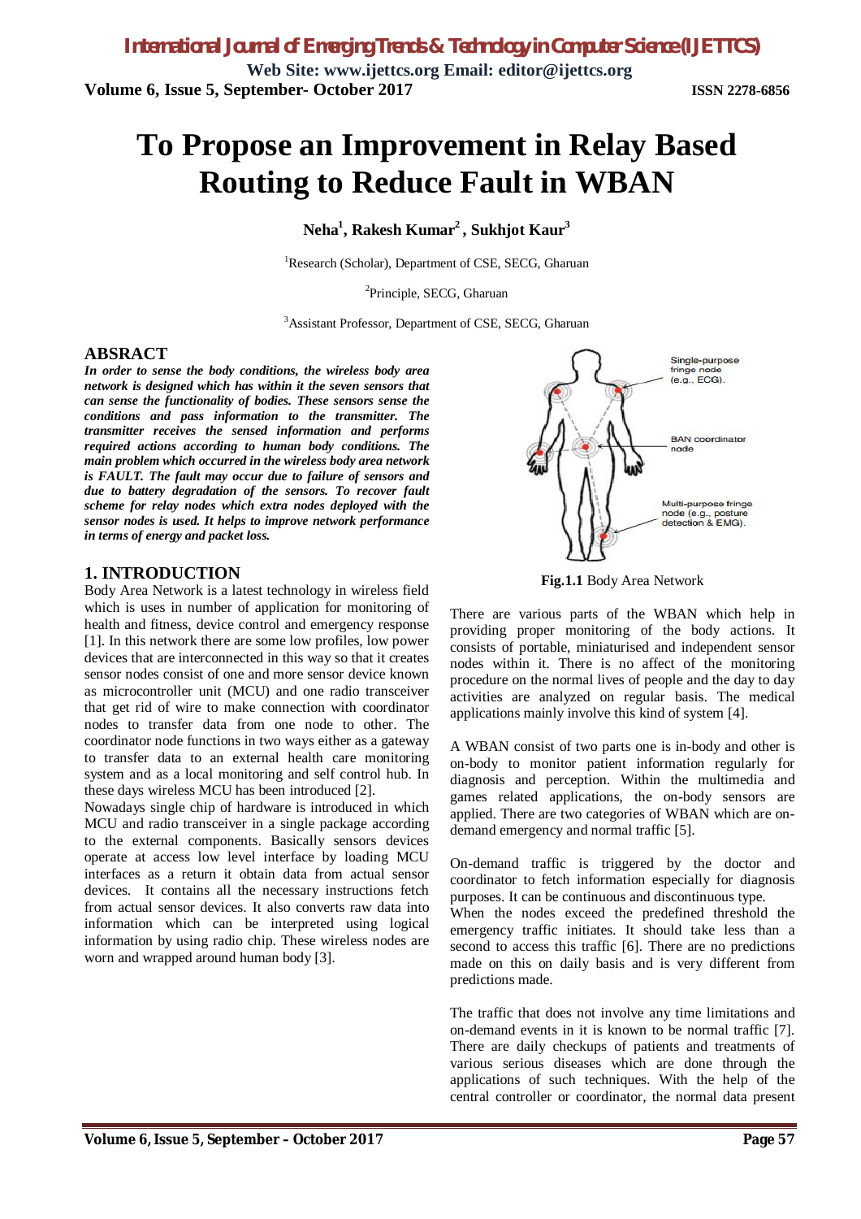# To Propose an Improvement in Relay Based Routing to Reduce Fault in WBAN

**Neha[1], Rakesh Kumar[2], Sukhjot Kaur[3]**

[1]Research (Scholar), Department of CSE, SECG, Gharuan

[2]Principle, SECG, Gharuan

[3]Assistant Professor, Department of CSE, SECG, Gharuan

## ABSRACT

***In order to sense the body conditions, the wireless body area network is designed which has within it the seven sensors that can sense the functionality of bodies. These sensors sense the conditions and pass information to the transmitter. The transmitter receives the sensed information and performs required actions according to human body conditions. The main problem which occurred in the wireless body area network is FAULT. The fault may occur due to failure of sensors and due to battery degradation of the sensors. To recover fault scheme for relay nodes which extra nodes deployed with the sensor nodes is used. It helps to improve network performance in terms of energy and packet loss.***

## 1. INTRODUCTION

Body Area Network is a latest technology in wireless field which is uses in number of application for monitoring of health and fitness, device control and emergency response [1]. In this network there are some low profiles, low power devices that are interconnected in this way so that it creates sensor nodes consist of one and more sensor device known as microcontroller unit (MCU) and one radio transceiver that get rid of wire to make connection with coordinator nodes to transfer data from one node to other. The coordinator node functions in two ways either as a gateway to transfer data to an external health care monitoring system and as a local monitoring and self control hub. In these days wireless MCU has been introduced [2].

Nowadays single chip of hardware is introduced in which MCU and radio transceiver in a single package according to the external components. Basically sensors devices operate at access low level interface by loading MCU interfaces as a return it obtain data from actual sensor devices. It contains all the necessary instructions fetch from actual sensor devices. It also converts raw data into information which can be interpreted using logical information by using radio chip. These wireless nodes are worn and wrapped around human body [3].

Single-purpose fringe node (e.g., ECG).

BAN coordinator node

Multi-purpose fringe node (e.g., posture detection & EMG).

**Fig.1.1** Body Area Network

There are various parts of the WBAN which help in providing proper monitoring of the body actions. It consists of portable, miniaturised and independent sensor nodes within it. There is no affect of the monitoring procedure on the normal lives of people and the day to day activities are analyzed on regular basis. The medical applications mainly involve this kind of system [4].

A WBAN consist of two parts one is in-body and other is on-body to monitor patient information regularly for diagnosis and perception. Within the multimedia and games related applications, the on-body sensors are applied. There are two categories of WBAN which are on-demand emergency and normal traffic [5].

On-demand traffic is triggered by the doctor and coordinator to fetch information especially for diagnosis purposes. It can be continuous and discontinuous type.

When the nodes exceed the predefined threshold the emergency traffic initiates. It should take less than a second to access this traffic [6]. There are no predictions made on this on daily basis and is very different from predictions made.

The traffic that does not involve any time limitations and on-demand events in it is known to be normal traffic [7]. There are daily checkups of patients and treatments of various serious diseases which are done through the applications of such techniques. With the help of the central controller or coordinator, the normal data present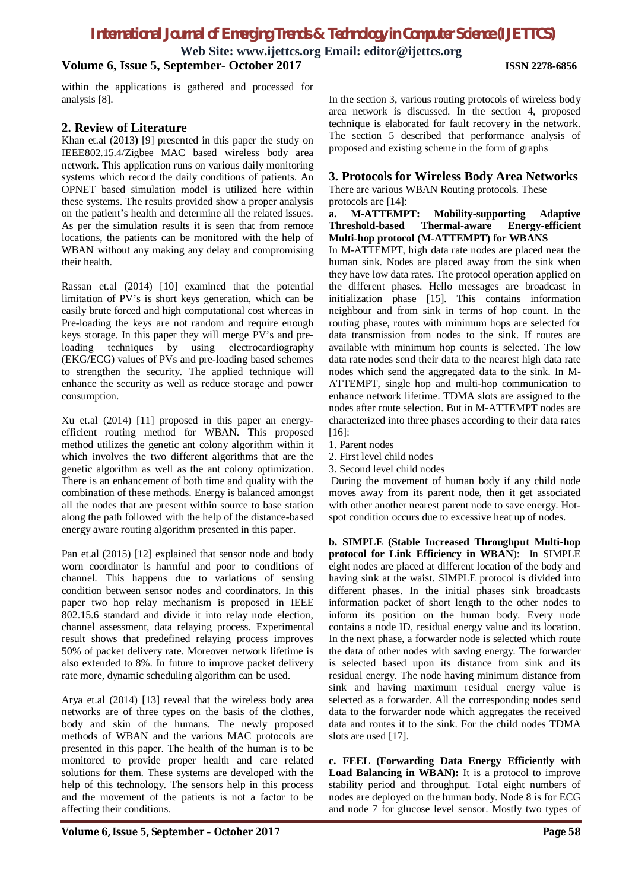within the applications is gathered and processed for analysis [8].

## 2. Review of Literature

Khan et.al (2013**)** [9] presented in this paper the study on IEEE802.15.4/Zigbee MAC based wireless body area network. This application runs on various daily monitoring systems which record the daily conditions of patients. An OPNET based simulation model is utilized here within these systems. The results provided show a proper analysis on the patient's health and determine all the related issues. As per the simulation results it is seen that from remote locations, the patients can be monitored with the help of WBAN without any making any delay and compromising their health.

Rassan et.al (2014) [10] examined that the potential limitation of PV's is short keys generation, which can be easily brute forced and high computational cost whereas in Pre-loading the keys are not random and require enough keys storage. In this paper they will merge PV's and pre-loading techniques by using electrocardiography (EKG/ECG) values of PVs and pre-loading based schemes to strengthen the security. The applied technique will enhance the security as well as reduce storage and power consumption.

Xu et.al (2014) [11] proposed in this paper an energy-efficient routing method for WBAN. This proposed method utilizes the genetic ant colony algorithm within it which involves the two different algorithms that are the genetic algorithm as well as the ant colony optimization. There is an enhancement of both time and quality with the combination of these methods. Energy is balanced amongst all the nodes that are present within source to base station along the path followed with the help of the distance-based energy aware routing algorithm presented in this paper.

Pan et.al (2015) [12] explained that sensor node and body worn coordinator is harmful and poor to conditions of channel. This happens due to variations of sensing condition between sensor nodes and coordinators. In this paper two hop relay mechanism is proposed in IEEE 802.15.6 standard and divide it into relay node election, channel assessment, data relaying process. Experimental result shows that predefined relaying process improves 50% of packet delivery rate. Moreover network lifetime is also extended to 8%. In future to improve packet delivery rate more, dynamic scheduling algorithm can be used.

Arya et.al (2014) [13] reveal that the wireless body area networks are of three types on the basis of the clothes, body and skin of the humans. The newly proposed methods of WBAN and the various MAC protocols are presented in this paper. The health of the human is to be monitored to provide proper health and care related solutions for them. These systems are developed with the help of this technology. The sensors help in this process and the movement of the patients is not a factor to be affecting their conditions.

In the section 3, various routing protocols of wireless body area network is discussed. In the section 4, proposed technique is elaborated for fault recovery in the network. The section 5 described that performance analysis of proposed and existing scheme in the form of graphs

## 3. Protocols for Wireless Body Area Networks

There are various WBAN Routing protocols. These protocols are [14]:

**a. M-ATTEMPT: Mobility-supporting Adaptive Threshold-based Thermal-aware Energy-efficient Multi-hop protocol (M-ATTEMPT) for WBANS**

In M-ATTEMPT, high data rate nodes are placed near the human sink. Nodes are placed away from the sink when they have low data rates. The protocol operation applied on the different phases. Hello messages are broadcast in initialization phase [15]. This contains information neighbour and from sink in terms of hop count. In the routing phase, routes with minimum hops are selected for data transmission from nodes to the sink. If routes are available with minimum hop counts is selected. The low data rate nodes send their data to the nearest high data rate nodes which send the aggregated data to the sink. In M-ATTEMPT, single hop and multi-hop communication to enhance network lifetime. TDMA slots are assigned to the nodes after route selection. But in M-ATTEMPT nodes are characterized into three phases according to their data rates [16]:

1. Parent nodes
2. First level child nodes
3. Second level child nodes

During the movement of human body if any child node moves away from its parent node, then it get associated with other another nearest parent node to save energy. Hot-spot condition occurs due to excessive heat up of nodes.

**b. SIMPLE (Stable Increased Throughput Multi-hop protocol for Link Efficiency in WBAN)**: In SIMPLE eight nodes are placed at different location of the body and having sink at the waist. SIMPLE protocol is divided into different phases. In the initial phases sink broadcasts information packet of short length to the other nodes to inform its position on the human body. Every node contains a node ID, residual energy value and its location. In the next phase, a forwarder node is selected which route the data of other nodes with saving energy. The forwarder is selected based upon its distance from sink and its residual energy. The node having minimum distance from sink and having maximum residual energy value is selected as a forwarder. All the corresponding nodes send data to the forwarder node which aggregates the received data and routes it to the sink. For the child nodes TDMA slots are used [17].

**c. FEEL (Forwarding Data Energy Efficiently with Load Balancing in WBAN):** It is a protocol to improve stability period and throughput. Total eight numbers of nodes are deployed on the human body. Node 8 is for ECG and node 7 for glucose level sensor. Mostly two types of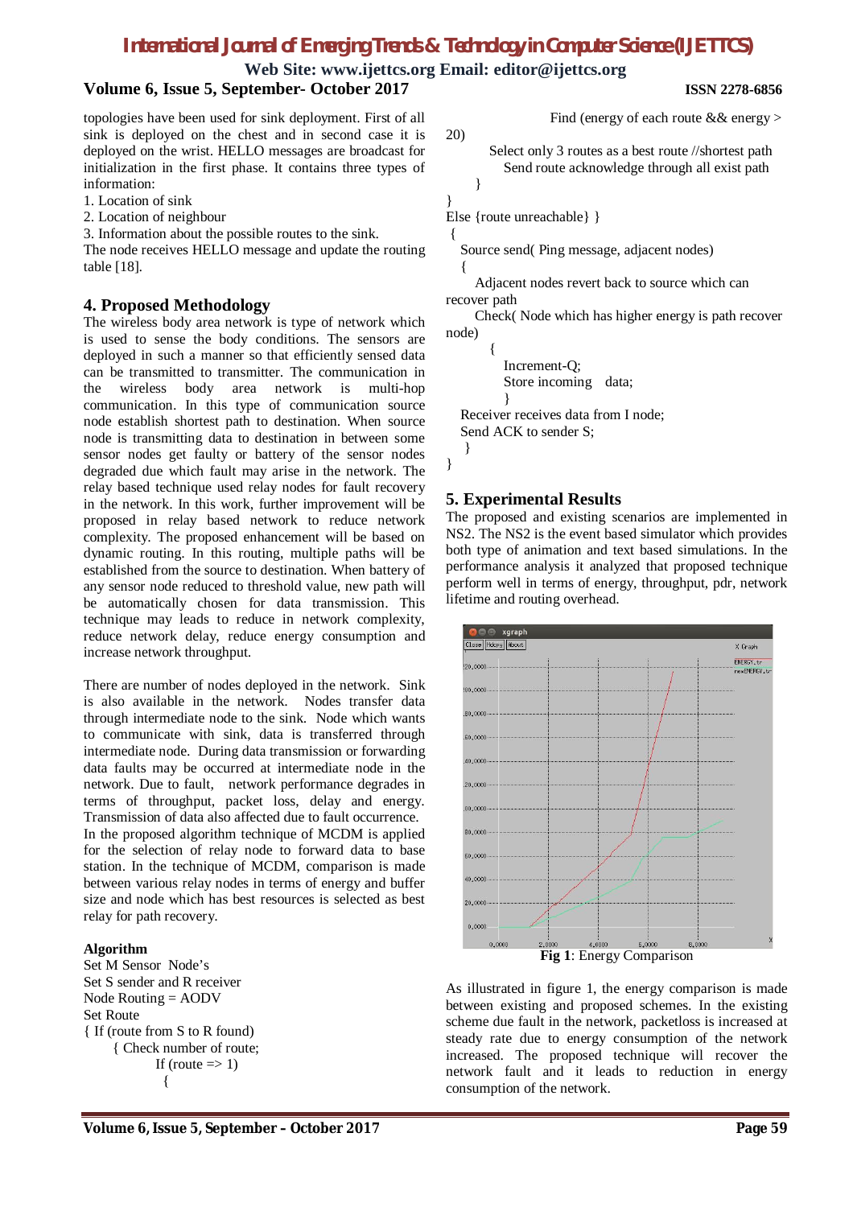topologies have been used for sink deployment. First of all sink is deployed on the chest and in second case it is deployed on the wrist. HELLO messages are broadcast for initialization in the first phase. It contains three types of information:

1. Location of sink
2. Location of neighbour
3. Information about the possible routes to the sink.

The node receives HELLO message and update the routing table [18].

## 4. Proposed Methodology

The wireless body area network is type of network which is used to sense the body conditions. The sensors are deployed in such a manner so that efficiently sensed data can be transmitted to transmitter. The communication in the wireless body area network is multi-hop communication. In this type of communication source node establish shortest path to destination. When source node is transmitting data to destination in between some sensor nodes get faulty or battery of the sensor nodes degraded due which fault may arise in the network. The relay based technique used relay nodes for fault recovery in the network. In this work, further improvement will be proposed in relay based network to reduce network complexity. The proposed enhancement will be based on dynamic routing. In this routing, multiple paths will be established from the source to destination. When battery of any sensor node reduced to threshold value, new path will be automatically chosen for data transmission. This technique may leads to reduce in network complexity, reduce network delay, reduce energy consumption and increase network throughput.

There are number of nodes deployed in the network. Sink is also available in the network. Nodes transfer data through intermediate node to the sink. Node which wants to communicate with sink, data is transferred through intermediate node. During data transmission or forwarding data faults may be occurred at intermediate node in the network. Due to fault, network performance degrades in terms of throughput, packet loss, delay and energy. Transmission of data also affected due to fault occurrence. In the proposed algorithm technique of MCDM is applied for the selection of relay node to forward data to base station. In the technique of MCDM, comparison is made between various relay nodes in terms of energy and buffer size and node which has best resources is selected as best relay for path recovery.

**Algorithm**

```
Set M Sensor Node's
Set S sender and R receiver
Node Routing = AODV
Set Route
{ If (route from S to R found)
    { Check number of route;
        If (route => 1)
        {
            Find (energy of each route && energy > 20)
            Select only 3 routes as a best route //shortest path
            Send route acknowledge through all exist path
        }
}
Else {route unreachable} }
{
  Source send( Ping message, adjacent nodes)
  {
    Adjacent nodes revert back to source which can recover path
    Check( Node which has higher energy is path recover node)
      {
        Increment-Q;
        Store incoming  data;
        }
  Receiver receives data from I node;
  Send ACK to sender S;
  }
}
```

## 5. Experimental Results

The proposed and existing scenarios are implemented in NS2. The NS2 is the event based simulator which provides both type of animation and text based simulations. In the performance analysis it analyzed that proposed technique perform well in terms of energy, throughput, pdr, network lifetime and routing overhead.

**Fig 1**: Energy Comparison

As illustrated in figure 1, the energy comparison is made between existing and proposed schemes. In the existing scheme due fault in the network, packetloss is increased at steady rate due to energy consumption of the network increased. The proposed technique will recover the network fault and it leads to reduction in energy consumption of the network.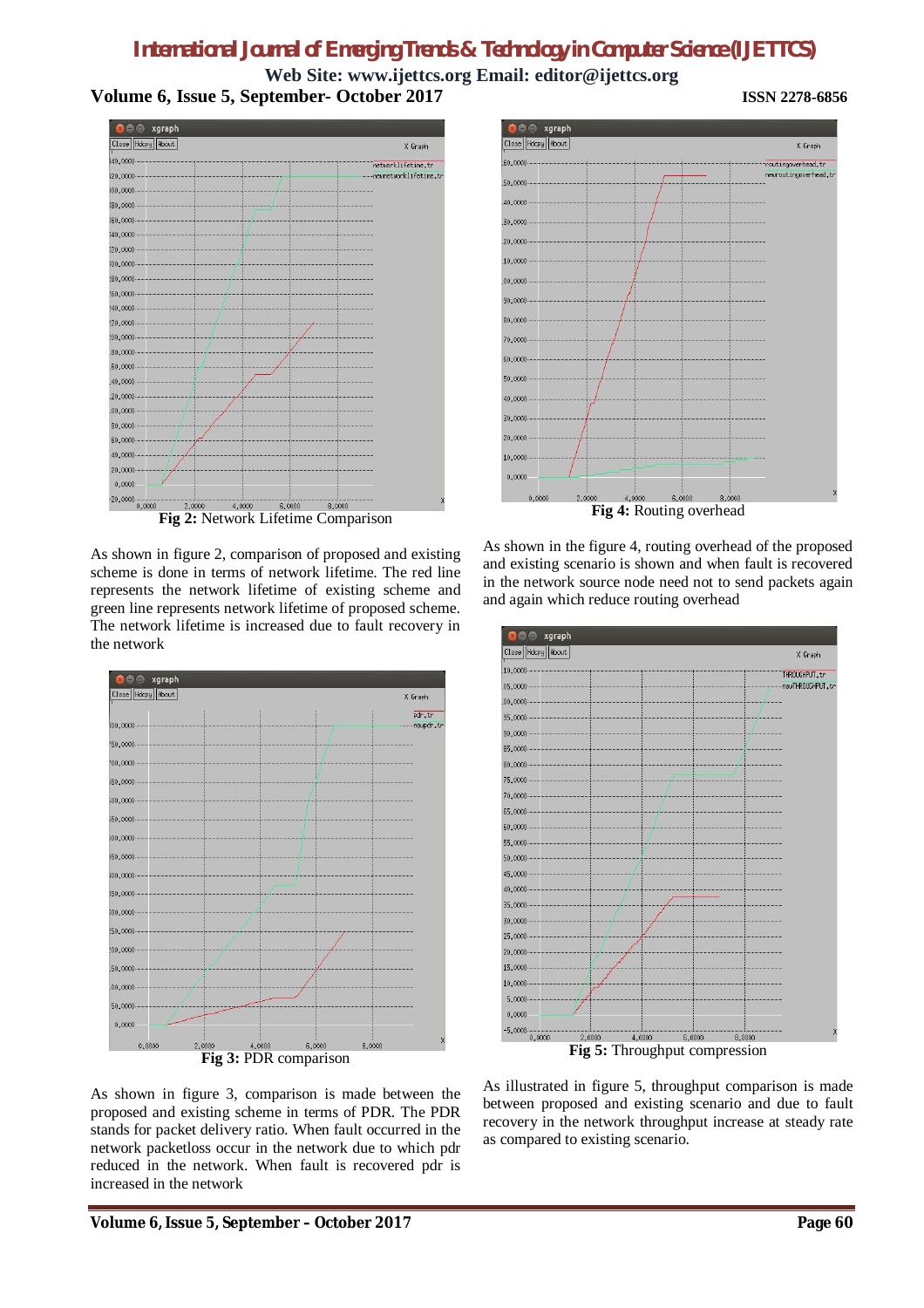Fig 2: Network Lifetime Comparison

As shown in figure 2, comparison of proposed and existing scheme is done in terms of network lifetime. The red line represents the network lifetime of existing scheme and green line represents network lifetime of proposed scheme. The network lifetime is increased due to fault recovery in the network

Fig 3: PDR comparison

As shown in figure 3, comparison is made between the proposed and existing scheme in terms of PDR. The PDR stands for packet delivery ratio. When fault occurred in the network packetloss occur in the network due to which pdr reduced in the network. When fault is recovered pdr is increased in the network

Fig 4: Routing overhead

As shown in the figure 4, routing overhead of the proposed and existing scenario is shown and when fault is recovered in the network source node need not to send packets again and again which reduce routing overhead

Fig 5: Throughput compression

As illustrated in figure 5, throughput comparison is made between proposed and existing scenario and due to fault recovery in the network throughput increase at steady rate as compared to existing scenario.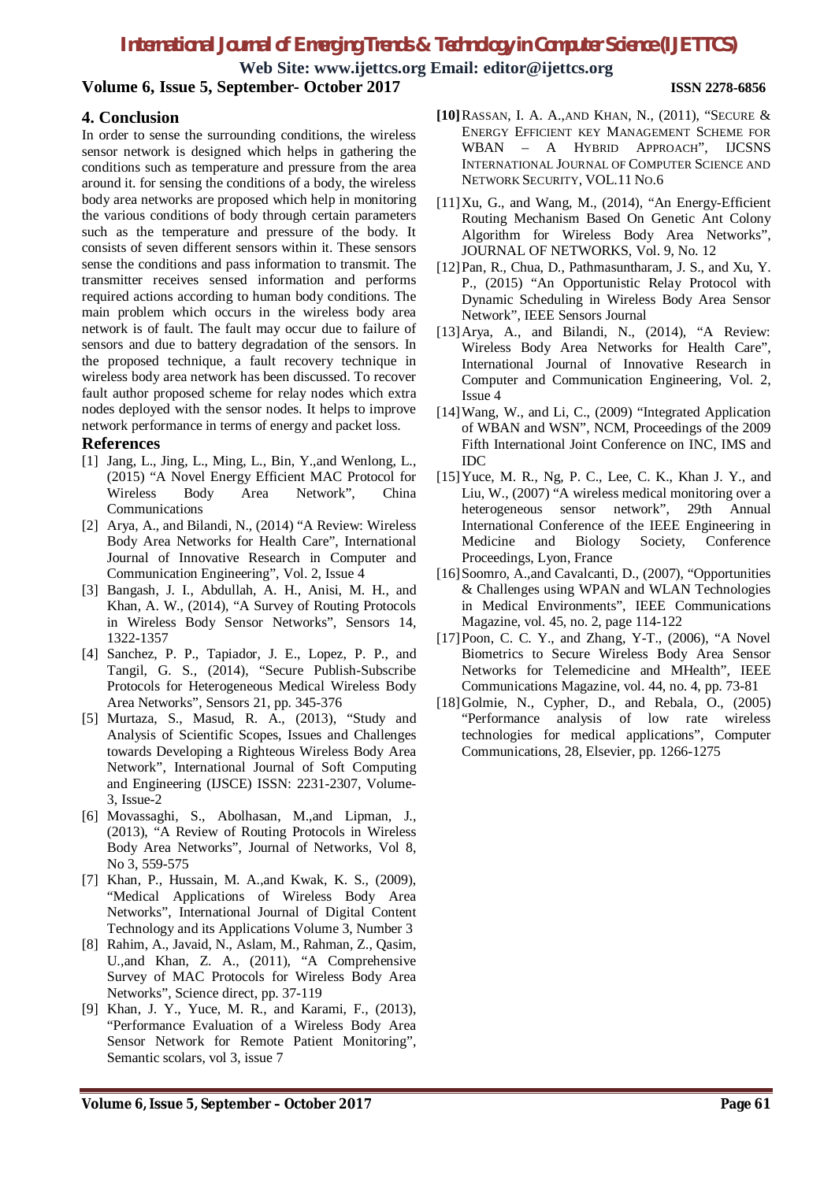## 4. Conclusion

In order to sense the surrounding conditions, the wireless sensor network is designed which helps in gathering the conditions such as temperature and pressure from the area around it. for sensing the conditions of a body, the wireless body area networks are proposed which help in monitoring the various conditions of body through certain parameters such as the temperature and pressure of the body. It consists of seven different sensors within it. These sensors sense the conditions and pass information to transmit. The transmitter receives sensed information and performs required actions according to human body conditions. The main problem which occurs in the wireless body area network is of fault. The fault may occur due to failure of sensors and due to battery degradation of the sensors. In the proposed technique, a fault recovery technique in wireless body area network has been discussed. To recover fault author proposed scheme for relay nodes which extra nodes deployed with the sensor nodes. It helps to improve network performance in terms of energy and packet loss.

## References

[1] Jang, L., Jing, L., Ming, L., Bin, Y.,and Wenlong, L., (2015) "A Novel Energy Efficient MAC Protocol for Wireless Body Area Network", China Communications

[2] Arya, A., and Bilandi, N., (2014) "A Review: Wireless Body Area Networks for Health Care", International Journal of Innovative Research in Computer and Communication Engineering", Vol. 2, Issue 4

[3] Bangash, J. I., Abdullah, A. H., Anisi, M. H., and Khan, A. W., (2014), "A Survey of Routing Protocols in Wireless Body Sensor Networks", Sensors 14, 1322-1357

[4] Sanchez, P. P., Tapiador, J. E., Lopez, P. P., and Tangil, G. S., (2014), "Secure Publish-Subscribe Protocols for Heterogeneous Medical Wireless Body Area Networks", Sensors 21, pp. 345-376

[5] Murtaza, S., Masud, R. A., (2013), "Study and Analysis of Scientific Scopes, Issues and Challenges towards Developing a Righteous Wireless Body Area Network", International Journal of Soft Computing and Engineering (IJSCE) ISSN: 2231-2307, Volume-3, Issue-2

[6] Movassaghi, S., Abolhasan, M.,and Lipman, J., (2013), "A Review of Routing Protocols in Wireless Body Area Networks", Journal of Networks, Vol 8, No 3, 559-575

[7] Khan, P., Hussain, M. A.,and Kwak, K. S., (2009), "Medical Applications of Wireless Body Area Networks", International Journal of Digital Content Technology and its Applications Volume 3, Number 3

[8] Rahim, A., Javaid, N., Aslam, M., Rahman, Z., Qasim, U.,and Khan, Z. A., (2011), "A Comprehensive Survey of MAC Protocols for Wireless Body Area Networks", Science direct, pp. 37-119

[9] Khan, J. Y., Yuce, M. R., and Karami, F., (2013), "Performance Evaluation of a Wireless Body Area Sensor Network for Remote Patient Monitoring", Semantic scolars, vol 3, issue 7

**[10]** RASSAN, I. A. A.,AND KHAN, N., (2011), "SECURE & ENERGY EFFICIENT KEY MANAGEMENT SCHEME FOR WBAN – A HYBRID APPROACH", IJCSNS INTERNATIONAL JOURNAL OF COMPUTER SCIENCE AND NETWORK SECURITY, VOL.11 NO.6

[11] Xu, G., and Wang, M., (2014), "An Energy-Efficient Routing Mechanism Based On Genetic Ant Colony Algorithm for Wireless Body Area Networks", JOURNAL OF NETWORKS, Vol. 9, No. 12

[12] Pan, R., Chua, D., Pathmasuntharam, J. S., and Xu, Y. P., (2015) "An Opportunistic Relay Protocol with Dynamic Scheduling in Wireless Body Area Sensor Network", IEEE Sensors Journal

[13] Arya, A., and Bilandi, N., (2014), "A Review: Wireless Body Area Networks for Health Care", International Journal of Innovative Research in Computer and Communication Engineering, Vol. 2, Issue 4

[14] Wang, W., and Li, C., (2009) "Integrated Application of WBAN and WSN", NCM, Proceedings of the 2009 Fifth International Joint Conference on INC, IMS and IDC

[15] Yuce, M. R., Ng, P. C., Lee, C. K., Khan J. Y., and Liu, W., (2007) "A wireless medical monitoring over a heterogeneous sensor network", 29th Annual International Conference of the IEEE Engineering in Medicine and Biology Society, Conference Proceedings, Lyon, France

[16] Soomro, A.,and Cavalcanti, D., (2007), "Opportunities & Challenges using WPAN and WLAN Technologies in Medical Environments", IEEE Communications Magazine, vol. 45, no. 2, page 114-122

[17] Poon, C. C. Y., and Zhang, Y-T., (2006), "A Novel Biometrics to Secure Wireless Body Area Sensor Networks for Telemedicine and MHealth", IEEE Communications Magazine, vol. 44, no. 4, pp. 73-81

[18] Golmie, N., Cypher, D., and Rebala, O., (2005) "Performance analysis of low rate wireless technologies for medical applications", Computer Communications, 28, Elsevier, pp. 1266-1275